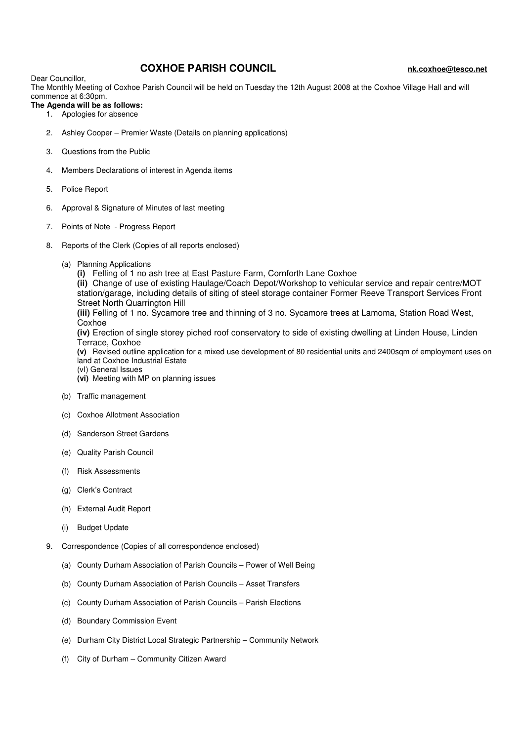# COXHOE PARISH COUNCIL

**nk.coxhoe@tesco.net**

Dear Councillor,

The Monthly Meeting of Coxhoe Parish Council will be held on Tuesday the 12th August 2008 at the Coxhoe Village Hall and will commence at 6:30pm.

**The Agenda will be as follows:**

1. Apologies for absence
2. Ashley Cooper – Premier Waste (Details on planning applications)
3. Questions from the Public
4. Members Declarations of interest in Agenda items
5. Police Report
6. Approval & Signature of Minutes of last meeting
7. Points of Note - Progress Report
8. Reports of the Clerk (Copies of all reports enclosed)

   (a) Planning Applications

   **(i)** Felling of 1 no ash tree at East Pasture Farm, Cornforth Lane Coxhoe

   **(ii)** Change of use of existing Haulage/Coach Depot/Workshop to vehicular service and repair centre/MOT station/garage, including details of siting of steel storage container Former Reeve Transport Services Front Street North Quarrington Hill

   **(iii)** Felling of 1 no. Sycamore tree and thinning of 3 no. Sycamore trees at Lamoma, Station Road West, Coxhoe

   **(iv)** Erection of single storey piched roof conservatory to side of existing dwelling at Linden House, Linden Terrace, Coxhoe

   **(v)** Revised outline application for a mixed use development of 80 residential units and 2400sqm of employment uses on land at Coxhoe Industrial Estate

   (vI) General Issues

   **(vi)** Meeting with MP on planning issues

   (b) Traffic management

   (c) Coxhoe Allotment Association

   (d) Sanderson Street Gardens

   (e) Quality Parish Council

   (f) Risk Assessments

   (g) Clerk's Contract

   (h) External Audit Report

   (i) Budget Update

9. Correspondence (Copies of all correspondence enclosed)

   (a) County Durham Association of Parish Councils – Power of Well Being

   (b) County Durham Association of Parish Councils – Asset Transfers

   (c) County Durham Association of Parish Councils – Parish Elections

   (d) Boundary Commission Event

   (e) Durham City District Local Strategic Partnership – Community Network

   (f) City of Durham – Community Citizen Award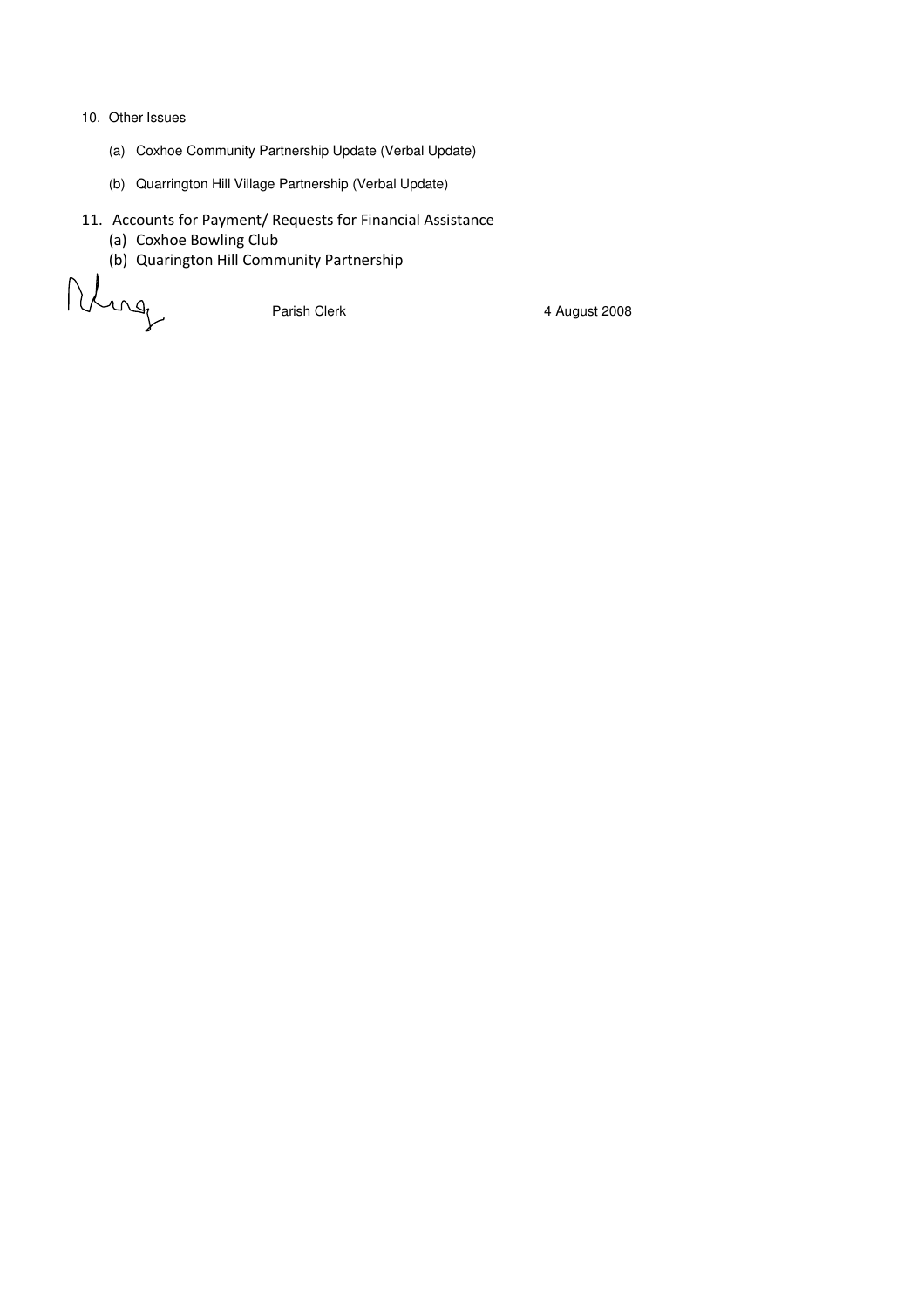10. Other Issues

    (a) Coxhoe Community Partnership Update (Verbal Update)

    (b) Quarrington Hill Village Partnership (Verbal Update)

11. Accounts for Payment/ Requests for Financial Assistance
    (a) Coxhoe Bowling Club
    (b) Quarington Hill Community Partnership

Parish Clerk 4 August 2008